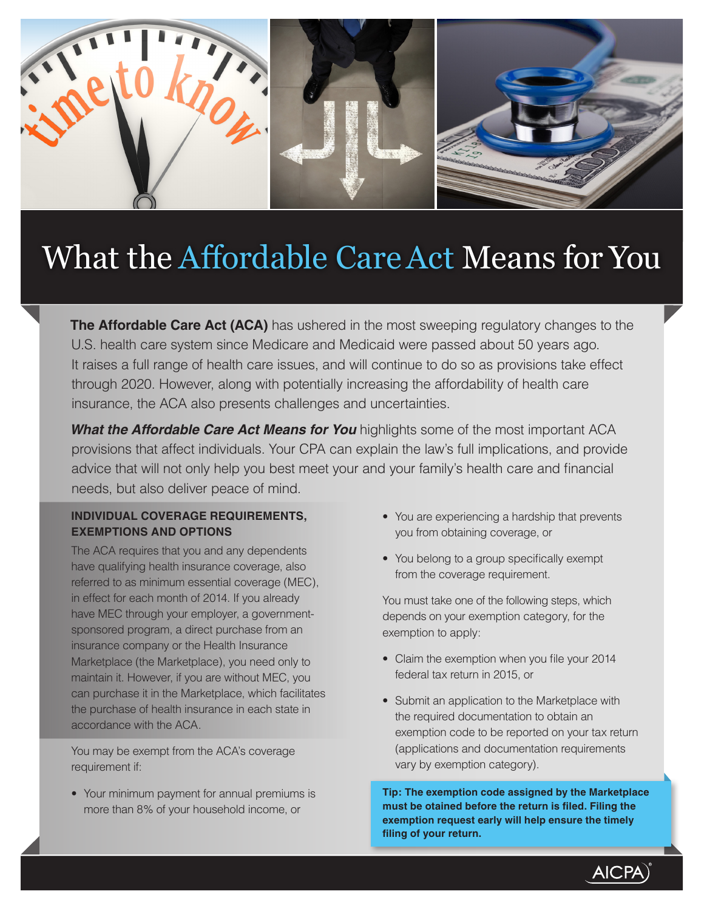# What the Affordable Care Act Means for You

**The Affordable Care Act (ACA)** has ushered in the most sweeping regulatory changes to the U.S. health care system since Medicare and Medicaid were passed about 50 years ago. It raises a full range of health care issues, and will continue to do so as provisions take effect through 2020. However, along with potentially increasing the affordability of health care insurance, the ACA also presents challenges and uncertainties.

***What the Affordable Care Act Means for You*** highlights some of the most important ACA provisions that affect individuals. Your CPA can explain the law's full implications, and provide advice that will not only help you best meet your and your family's health care and financial needs, but also deliver peace of mind.

## INDIVIDUAL COVERAGE REQUIREMENTS, EXEMPTIONS AND OPTIONS

The ACA requires that you and any dependents have qualifying health insurance coverage, also referred to as minimum essential coverage (MEC), in effect for each month of 2014. If you already have MEC through your employer, a government-sponsored program, a direct purchase from an insurance company or the Health Insurance Marketplace (the Marketplace), you need only to maintain it. However, if you are without MEC, you can purchase it in the Marketplace, which facilitates the purchase of health insurance in each state in accordance with the ACA.

You may be exempt from the ACA's coverage requirement if:

- Your minimum payment for annual premiums is more than 8% of your household income, or
- You are experiencing a hardship that prevents you from obtaining coverage, or
- You belong to a group specifically exempt from the coverage requirement.

You must take one of the following steps, which depends on your exemption category, for the exemption to apply:

- Claim the exemption when you file your 2014 federal tax return in 2015, or
- Submit an application to the Marketplace with the required documentation to obtain an exemption code to be reported on your tax return (applications and documentation requirements vary by exemption category).

**Tip: The exemption code assigned by the Marketplace must be otained before the return is filed. Filing the exemption request early will help ensure the timely filing of your return.**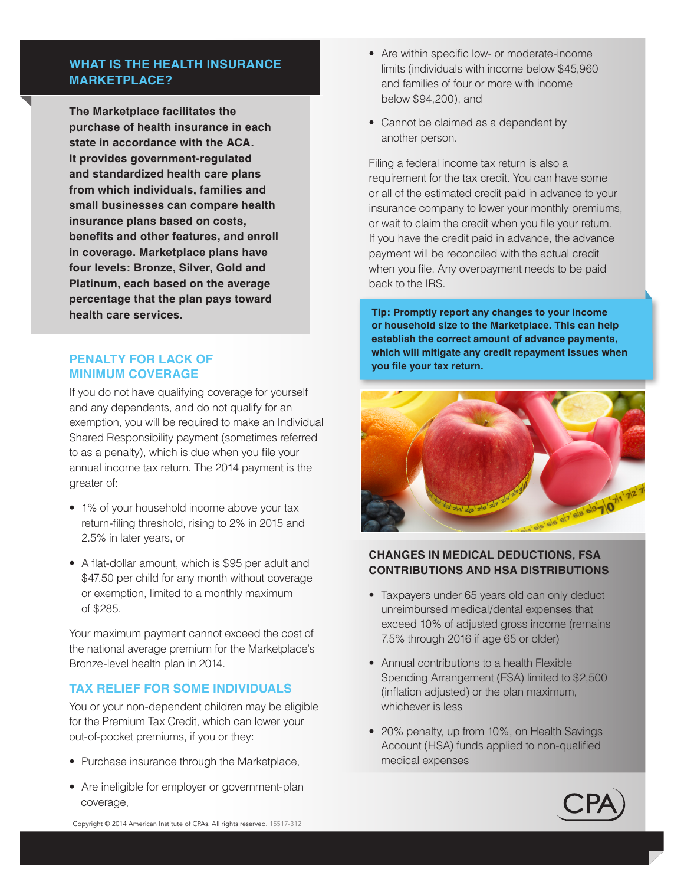## WHAT IS THE HEALTH INSURANCE MARKETPLACE?

**The Marketplace facilitates the purchase of health insurance in each state in accordance with the ACA. It provides government-regulated and standardized health care plans from which individuals, families and small businesses can compare health insurance plans based on costs, benefits and other features, and enroll in coverage. Marketplace plans have four levels: Bronze, Silver, Gold and Platinum, each based on the average percentage that the plan pays toward health care services.**

## PENALTY FOR LACK OF MINIMUM COVERAGE

If you do not have qualifying coverage for yourself and any dependents, and do not qualify for an exemption, you will be required to make an Individual Shared Responsibility payment (sometimes referred to as a penalty), which is due when you file your annual income tax return. The 2014 payment is the greater of:

- 1% of your household income above your tax return-filing threshold, rising to 2% in 2015 and 2.5% in later years, or
- A flat-dollar amount, which is $95 per adult and $47.50 per child for any month without coverage or exemption, limited to a monthly maximum of $285.

Your maximum payment cannot exceed the cost of the national average premium for the Marketplace's Bronze-level health plan in 2014.

## TAX RELIEF FOR SOME INDIVIDUALS

You or your non-dependent children may be eligible for the Premium Tax Credit, which can lower your out-of-pocket premiums, if you or they:

- Purchase insurance through the Marketplace,
- Are ineligible for employer or government-plan coverage,
- Are within specific low- or moderate-income limits (individuals with income below $45,960 and families of four or more with income below $94,200), and
- Cannot be claimed as a dependent by another person.

Filing a federal income tax return is also a requirement for the tax credit. You can have some or all of the estimated credit paid in advance to your insurance company to lower your monthly premiums, or wait to claim the credit when you file your return. If you have the credit paid in advance, the advance payment will be reconciled with the actual credit when you file. Any overpayment needs to be paid back to the IRS.

**Tip: Promptly report any changes to your income or household size to the Marketplace. This can help establish the correct amount of advance payments, which will mitigate any credit repayment issues when you file your tax return.**

## CHANGES IN MEDICAL DEDUCTIONS, FSA CONTRIBUTIONS AND HSA DISTRIBUTIONS

- Taxpayers under 65 years old can only deduct unreimbursed medical/dental expenses that exceed 10% of adjusted gross income (remains 7.5% through 2016 if age 65 or older)
- Annual contributions to a health Flexible Spending Arrangement (FSA) limited to $2,500 (inflation adjusted) or the plan maximum, whichever is less
- 20% penalty, up from 10%, on Health Savings Account (HSA) funds applied to non-qualified medical expenses

CPA

Copyright © 2014 American Institute of CPAs. All rights reserved. 15517-312